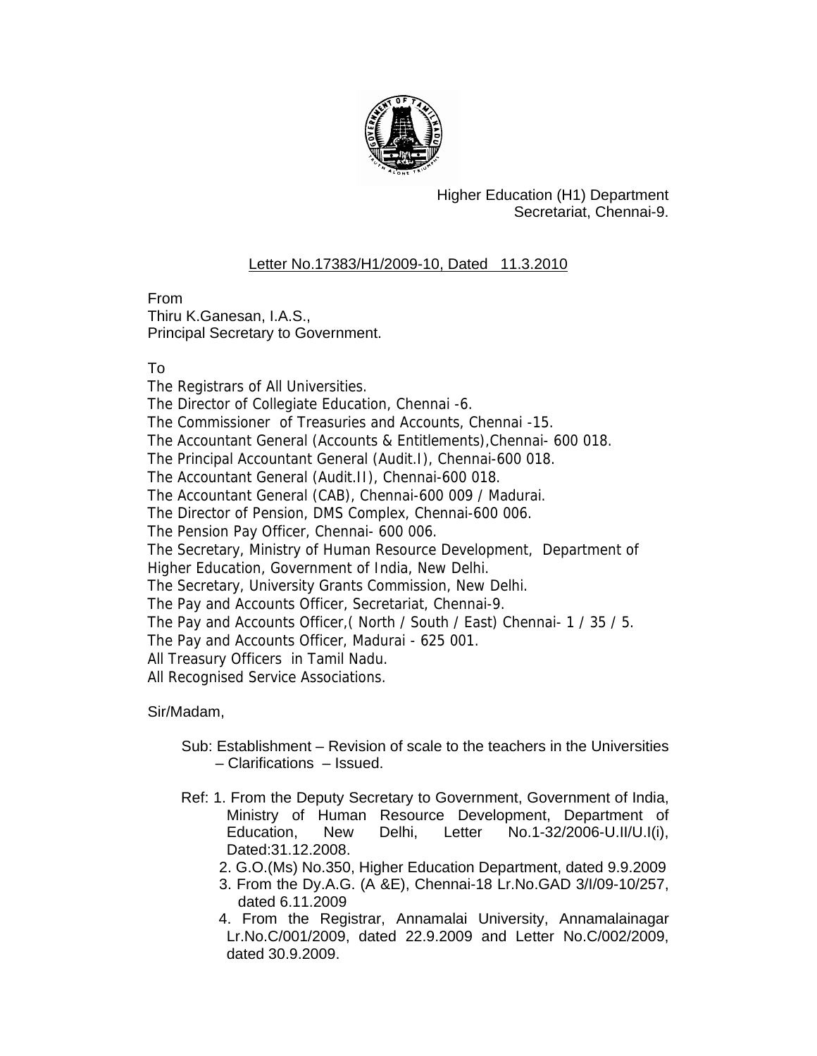Higher Education (H1) Department
Secretariat, Chennai-9.

Letter No.17383/H1/2009-10, Dated 11.3.2010

From
Thiru K.Ganesan, I.A.S.,
Principal Secretary to Government.

To
The Registrars of All Universities.
The Director of Collegiate Education, Chennai -6.
The Commissioner of Treasuries and Accounts, Chennai -15.
The Accountant General (Accounts & Entitlements),Chennai- 600 018.
The Principal Accountant General (Audit.I), Chennai-600 018.
The Accountant General (Audit.II), Chennai-600 018.
The Accountant General (CAB), Chennai-600 009 / Madurai.
The Director of Pension, DMS Complex, Chennai-600 006.
The Pension Pay Officer, Chennai- 600 006.
The Secretary, Ministry of Human Resource Development, Department of Higher Education, Government of India, New Delhi.
The Secretary, University Grants Commission, New Delhi.
The Pay and Accounts Officer, Secretariat, Chennai-9.
The Pay and Accounts Officer,( North / South / East) Chennai- 1 / 35 / 5.
The Pay and Accounts Officer, Madurai - 625 001.
All Treasury Officers in Tamil Nadu.
All Recognised Service Associations.

Sir/Madam,

Sub: Establishment – Revision of scale to the teachers in the Universities – Clarifications – Issued.

Ref: 1. From the Deputy Secretary to Government, Government of India, Ministry of Human Resource Development, Department of Education, New Delhi, Letter No.1-32/2006-U.II/U.I(i), Dated:31.12.2008.
2. G.O.(Ms) No.350, Higher Education Department, dated 9.9.2009
3. From the Dy.A.G. (A &E), Chennai-18 Lr.No.GAD 3/I/09-10/257, dated 6.11.2009
4. From the Registrar, Annamalai University, Annamalainagar Lr.No.C/001/2009, dated 22.9.2009 and Letter No.C/002/2009, dated 30.9.2009.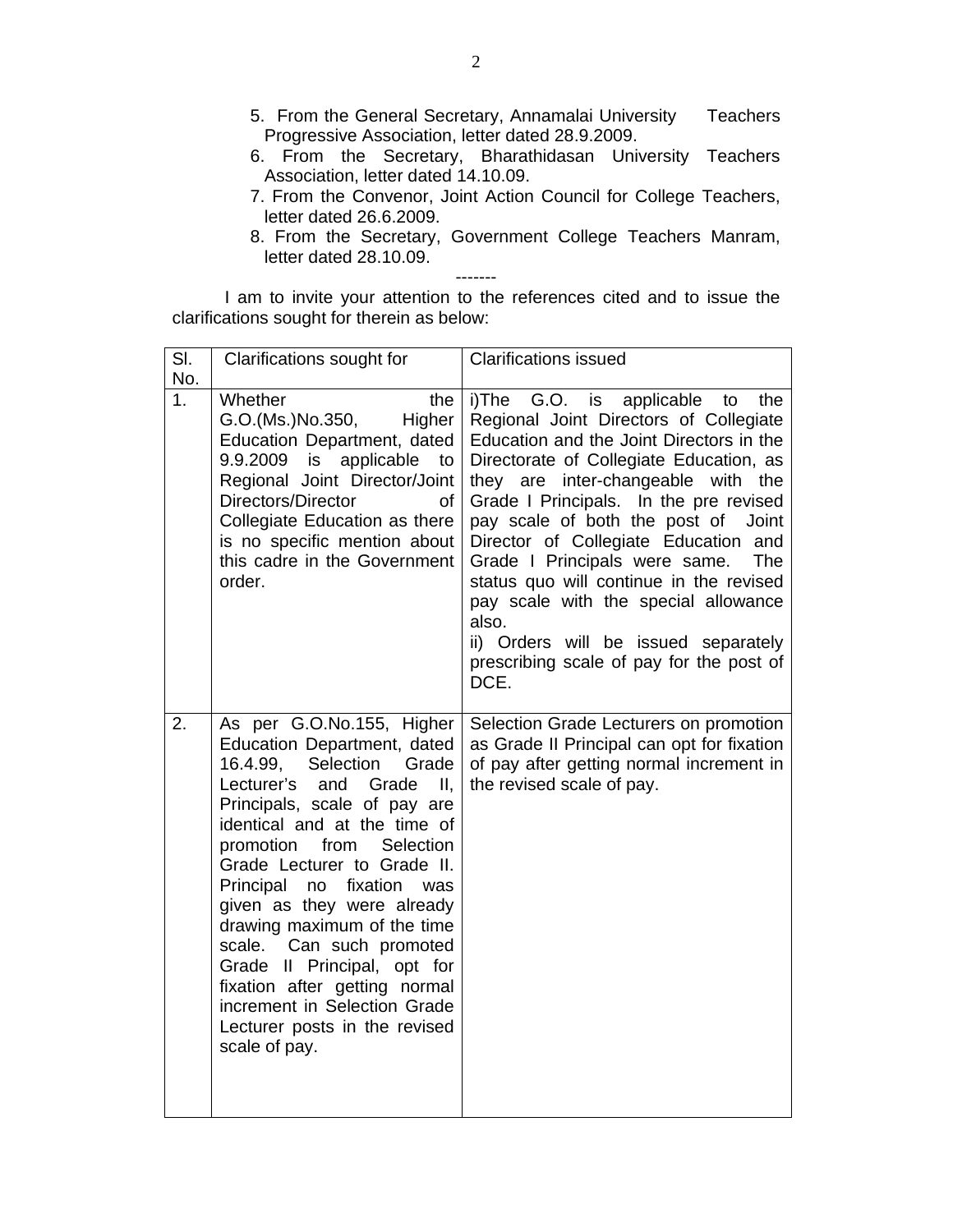5. From the General Secretary, Annamalai University Teachers Progressive Association, letter dated 28.9.2009.
6. From the Secretary, Bharathidasan University Teachers Association, letter dated 14.10.09.
7. From the Convenor, Joint Action Council for College Teachers, letter dated 26.6.2009.
8. From the Secretary, Government College Teachers Manram, letter dated 28.10.09.

-------

I am to invite your attention to the references cited and to issue the clarifications sought for therein as below:

| Sl. No. | Clarifications sought for | Clarifications issued |
|---|---|---|
| 1. | Whether the G.O.(Ms.)No.350, Higher Education Department, dated 9.9.2009 is applicable to Regional Joint Director/Joint Directors/Director of Collegiate Education as there is no specific mention about this cadre in the Government order. | i)The G.O. is applicable to the Regional Joint Directors of Collegiate Education and the Joint Directors in the Directorate of Collegiate Education, as they are inter-changeable with the Grade I Principals. In the pre revised pay scale of both the post of Joint Director of Collegiate Education and Grade I Principals were same. The status quo will continue in the revised pay scale with the special allowance also.<br>ii) Orders will be issued separately prescribing scale of pay for the post of DCE. |
| 2. | As per G.O.No.155, Higher Education Department, dated 16.4.99, Selection Grade Lecturer's and Grade II, Principals, scale of pay are identical and at the time of promotion from Selection Grade Lecturer to Grade II. Principal no fixation was given as they were already drawing maximum of the time scale. Can such promoted Grade II Principal, opt for fixation after getting normal increment in Selection Grade Lecturer posts in the revised scale of pay. | Selection Grade Lecturers on promotion as Grade II Principal can opt for fixation of pay after getting normal increment in the revised scale of pay. |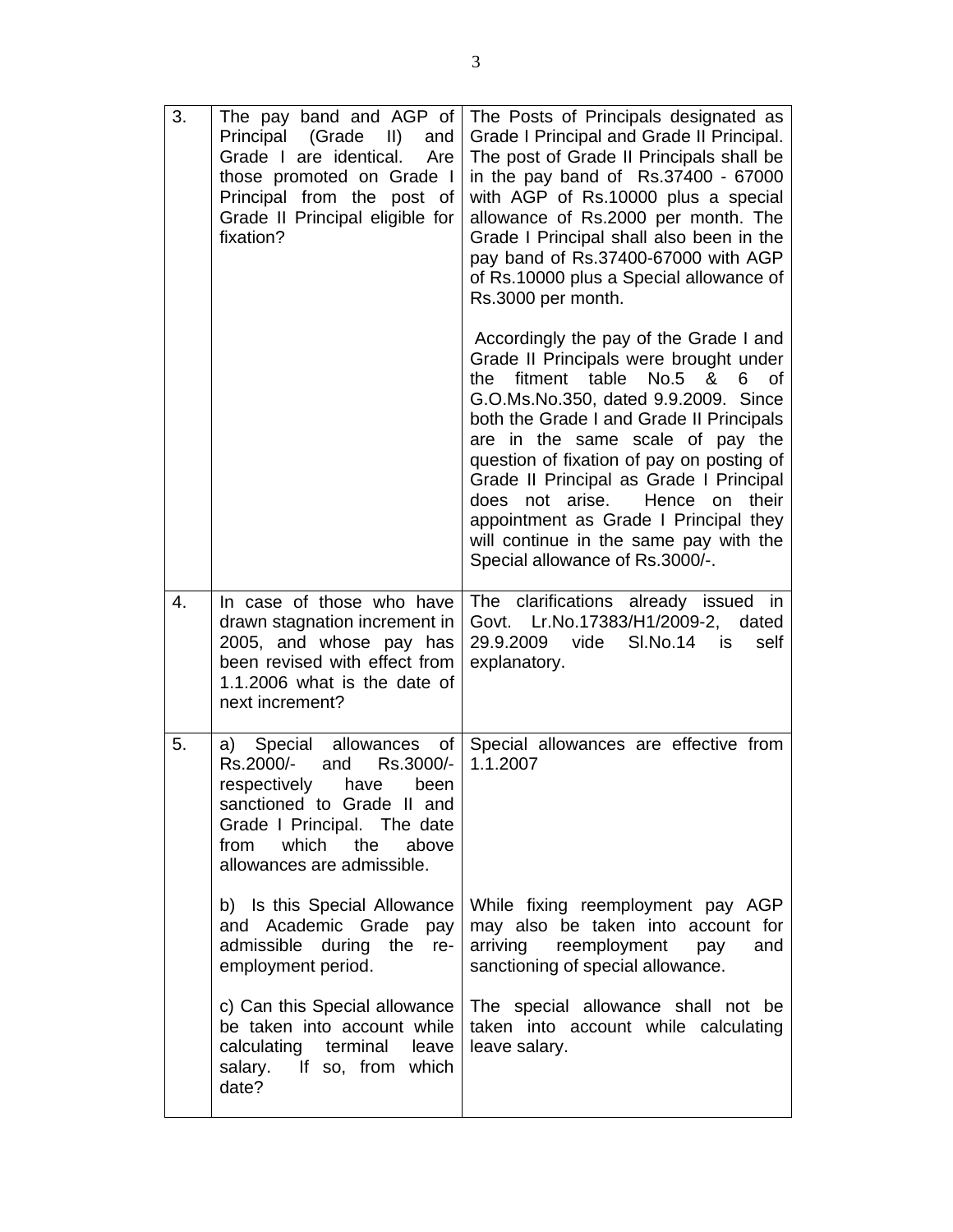| | | |
|---|---|---|
| 3. | The pay band and AGP of Principal (Grade II) and Grade I are identical. Are those promoted on Grade I Principal from the post of Grade II Principal eligible for fixation? | The Posts of Principals designated as Grade I Principal and Grade II Principal. The post of Grade II Principals shall be in the pay band of Rs.37400 - 67000 with AGP of Rs.10000 plus a special allowance of Rs.2000 per month. The Grade I Principal shall also been in the pay band of Rs.37400-67000 with AGP of Rs.10000 plus a Special allowance of Rs.3000 per month.<br><br>Accordingly the pay of the Grade I and Grade II Principals were brought under the fitment table No.5 & 6 of G.O.Ms.No.350, dated 9.9.2009. Since both the Grade I and Grade II Principals are in the same scale of pay the question of fixation of pay on posting of Grade II Principal as Grade I Principal does not arise. Hence on their appointment as Grade I Principal they will continue in the same pay with the Special allowance of Rs.3000/-. |
| 4. | In case of those who have drawn stagnation increment in 2005, and whose pay has been revised with effect from 1.1.2006 what is the date of next increment? | The clarifications already issued in Govt. Lr.No.17383/H1/2009-2, dated 29.9.2009 vide Sl.No.14 is self explanatory. |
| 5. | a) Special allowances of Rs.2000/- and Rs.3000/- respectively have been sanctioned to Grade II and Grade I Principal. The date from which the above allowances are admissible. | Special allowances are effective from 1.1.2007 |
| | b) Is this Special Allowance and Academic Grade pay admissible during the re-employment period. | While fixing reemployment pay AGP may also be taken into account for arriving reemployment pay and sanctioning of special allowance. |
| | c) Can this Special allowance be taken into account while calculating terminal leave salary. If so, from which date? | The special allowance shall not be taken into account while calculating leave salary. |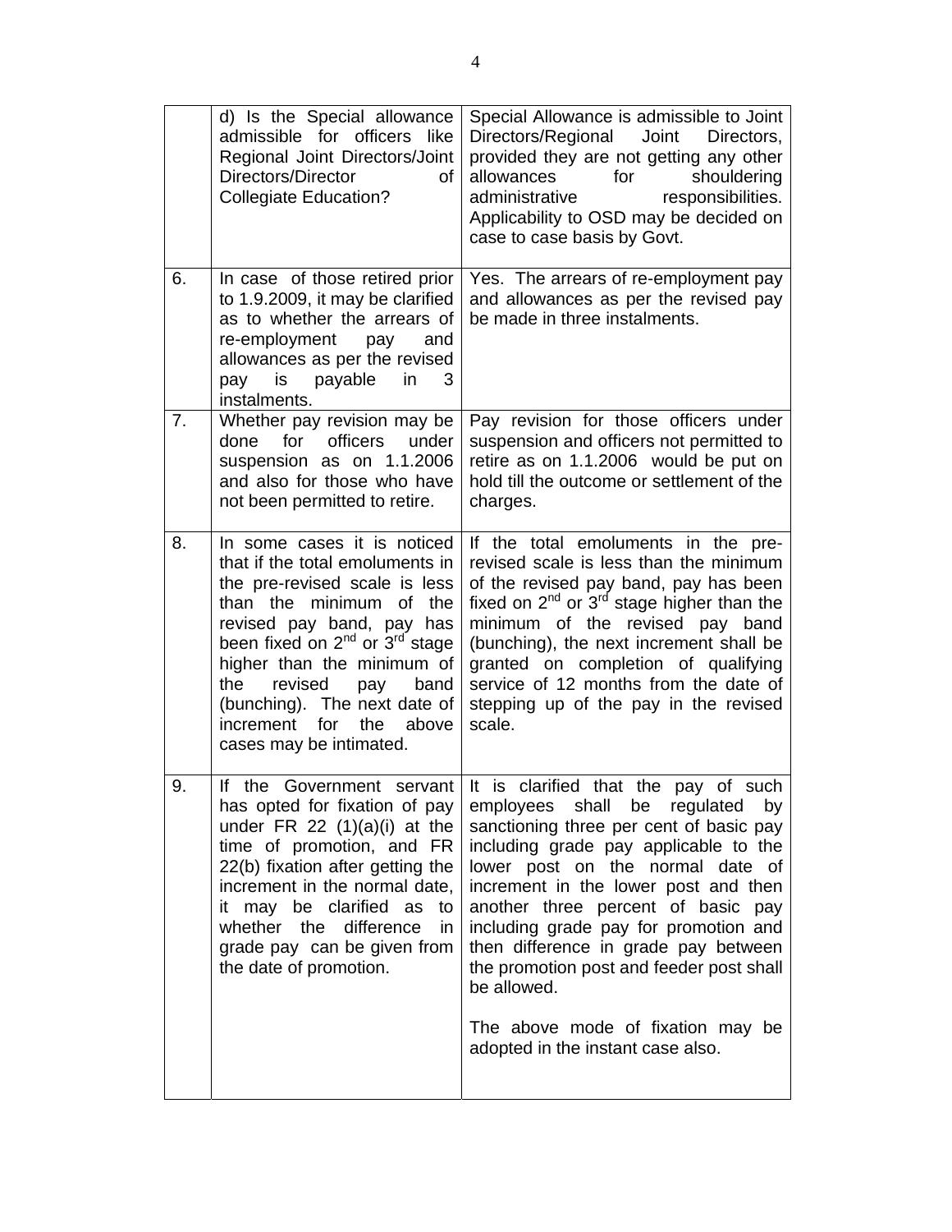|  |  |  |
|---|---|---|
|  | d) Is the Special allowance admissible for officers like Regional Joint Directors/Joint Directors/Director of Collegiate Education? | Special Allowance is admissible to Joint Directors/Regional Joint Directors, provided they are not getting any other allowances for shouldering administrative responsibilities. Applicability to OSD may be decided on case to case basis by Govt. |
| 6. | In case of those retired prior to 1.9.2009, it may be clarified as to whether the arrears of re-employment pay and allowances as per the revised pay is payable in 3 instalments. | Yes. The arrears of re-employment pay and allowances as per the revised pay be made in three instalments. |
| 7. | Whether pay revision may be done for officers under suspension as on 1.1.2006 and also for those who have not been permitted to retire. | Pay revision for those officers under suspension and officers not permitted to retire as on 1.1.2006 would be put on hold till the outcome or settlement of the charges. |
| 8. | In some cases it is noticed that if the total emoluments in the pre-revised scale is less than the minimum of the revised pay band, pay has been fixed on 2nd or 3rd stage higher than the minimum of the revised pay band (bunching). The next date of increment for the above cases may be intimated. | If the total emoluments in the pre-revised scale is less than the minimum of the revised pay band, pay has been fixed on 2nd or 3rd stage higher than the minimum of the revised pay band (bunching), the next increment shall be granted on completion of qualifying service of 12 months from the date of stepping up of the pay in the revised scale. |
| 9. | If the Government servant has opted for fixation of pay under FR 22 (1)(a)(i) at the time of promotion, and FR 22(b) fixation after getting the increment in the normal date, it may be clarified as to whether the difference in grade pay can be given from the date of promotion. | It is clarified that the pay of such employees shall be regulated by sanctioning three per cent of basic pay including grade pay applicable to the lower post on the normal date of increment in the lower post and then another three percent of basic pay including grade pay for promotion and then difference in grade pay between the promotion post and feeder post shall be allowed.<br><br>The above mode of fixation may be adopted in the instant case also. |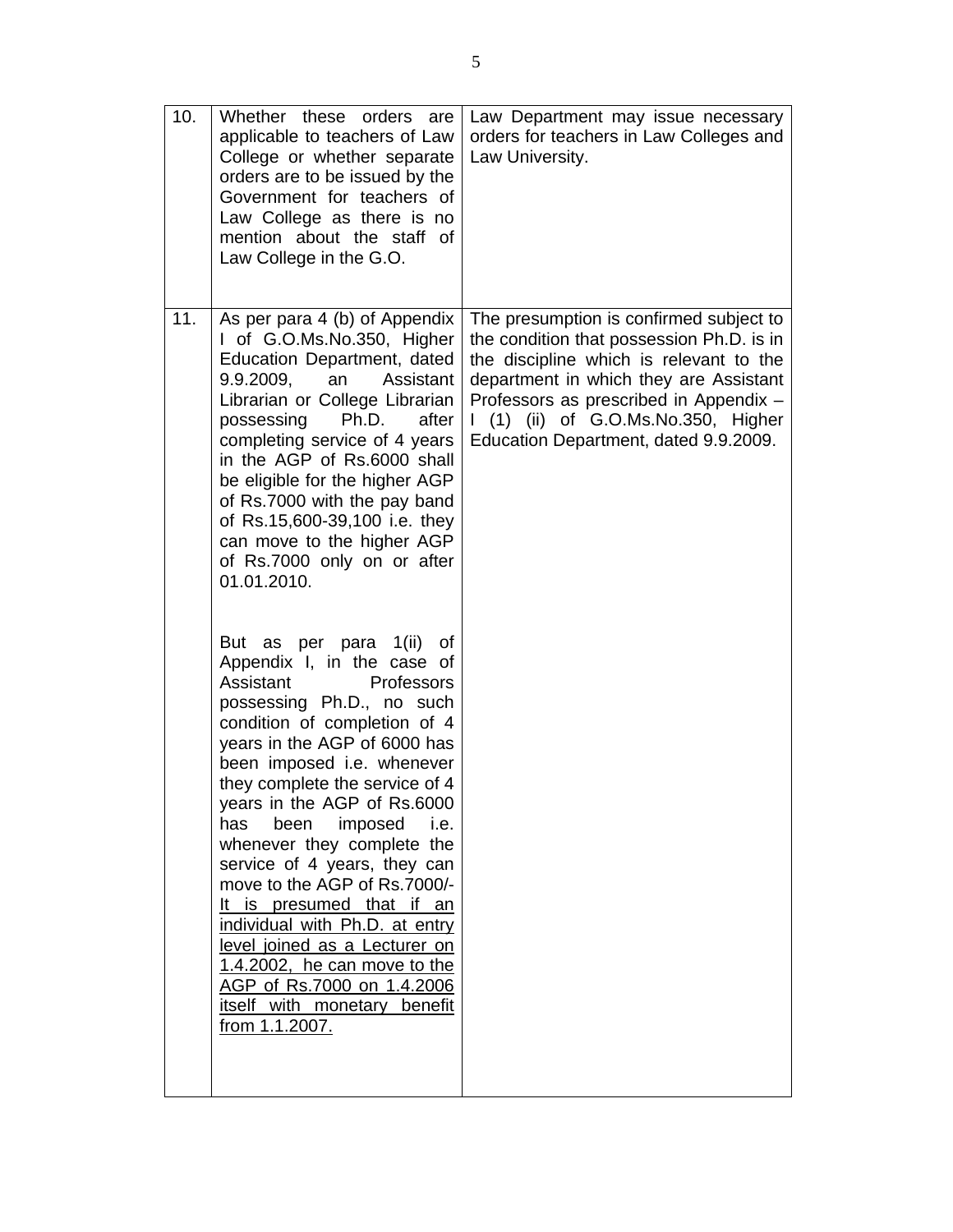| 10. | Whether these orders are applicable to teachers of Law College or whether separate orders are to be issued by the Government for teachers of Law College as there is no mention about the staff of Law College in the G.O. | Law Department may issue necessary orders for teachers in Law Colleges and Law University. |
|---|---|---|
| 11. | As per para 4 (b) of Appendix I of G.O.Ms.No.350, Higher Education Department, dated 9.9.2009, an Assistant Librarian or College Librarian possessing Ph.D. after completing service of 4 years in the AGP of Rs.6000 shall be eligible for the higher AGP of Rs.7000 with the pay band of Rs.15,600-39,100 i.e. they can move to the higher AGP of Rs.7000 only on or after 01.01.2010.<br><br>But as per para 1(ii) of Appendix I, in the case of Assistant Professors possessing Ph.D., no such condition of completion of 4 years in the AGP of 6000 has been imposed i.e. whenever they complete the service of 4 years in the AGP of Rs.6000 has been imposed i.e. whenever they complete the service of 4 years, they can move to the AGP of Rs.7000/- <u>It is presumed that if an individual with Ph.D. at entry level joined as a Lecturer on 1.4.2002, he can move to the AGP of Rs.7000 on 1.4.2006 itself with monetary benefit from 1.1.2007.</u> | The presumption is confirmed subject to the condition that possession Ph.D. is in the discipline which is relevant to the department in which they are Assistant Professors as prescribed in Appendix – I (1) (ii) of G.O.Ms.No.350, Higher Education Department, dated 9.9.2009. |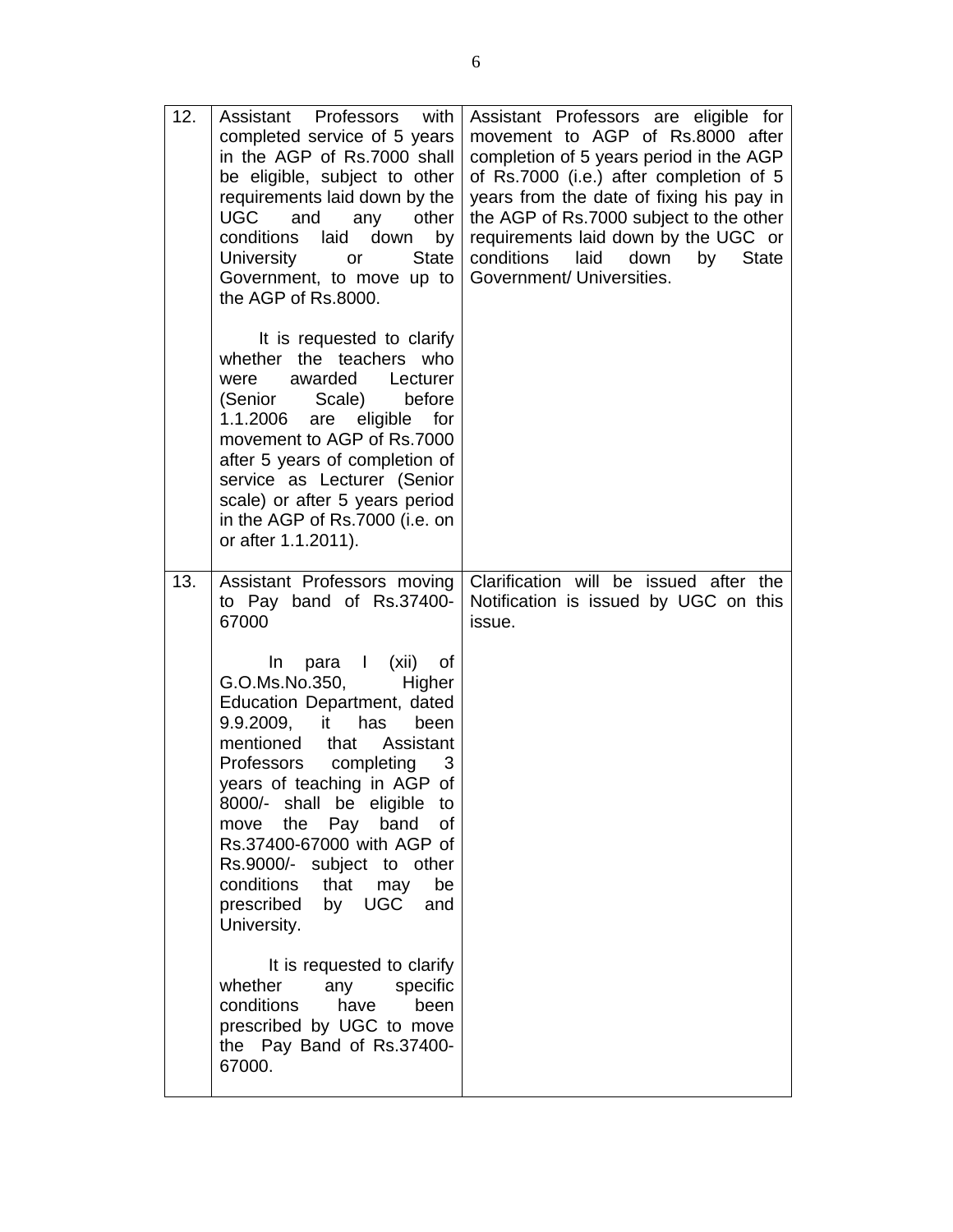| | | |
|---|---|---|
| 12. | Assistant Professors with completed service of 5 years in the AGP of Rs.7000 shall be eligible, subject to other requirements laid down by the UGC and any other conditions laid down by University or State Government, to move up to the AGP of Rs.8000.<br><br>It is requested to clarify whether the teachers who were awarded Lecturer (Senior Scale) before 1.1.2006 are eligible for movement to AGP of Rs.7000 after 5 years of completion of service as Lecturer (Senior scale) or after 5 years period in the AGP of Rs.7000 (i.e. on or after 1.1.2011). | Assistant Professors are eligible for movement to AGP of Rs.8000 after completion of 5 years period in the AGP of Rs.7000 (i.e.) after completion of 5 years from the date of fixing his pay in the AGP of Rs.7000 subject to the other requirements laid down by the UGC or conditions laid down by State Government/ Universities. |
| 13. | Assistant Professors moving to Pay band of Rs.37400-67000<br><br>In para I (xii) of G.O.Ms.No.350, Higher Education Department, dated 9.9.2009, it has been mentioned that Assistant Professors completing 3 years of teaching in AGP of 8000/- shall be eligible to move the Pay band of Rs.37400-67000 with AGP of Rs.9000/- subject to other conditions that may be prescribed by UGC and University.<br><br>It is requested to clarify whether any specific conditions have been prescribed by UGC to move the Pay Band of Rs.37400-67000. | Clarification will be issued after the Notification is issued by UGC on this issue. |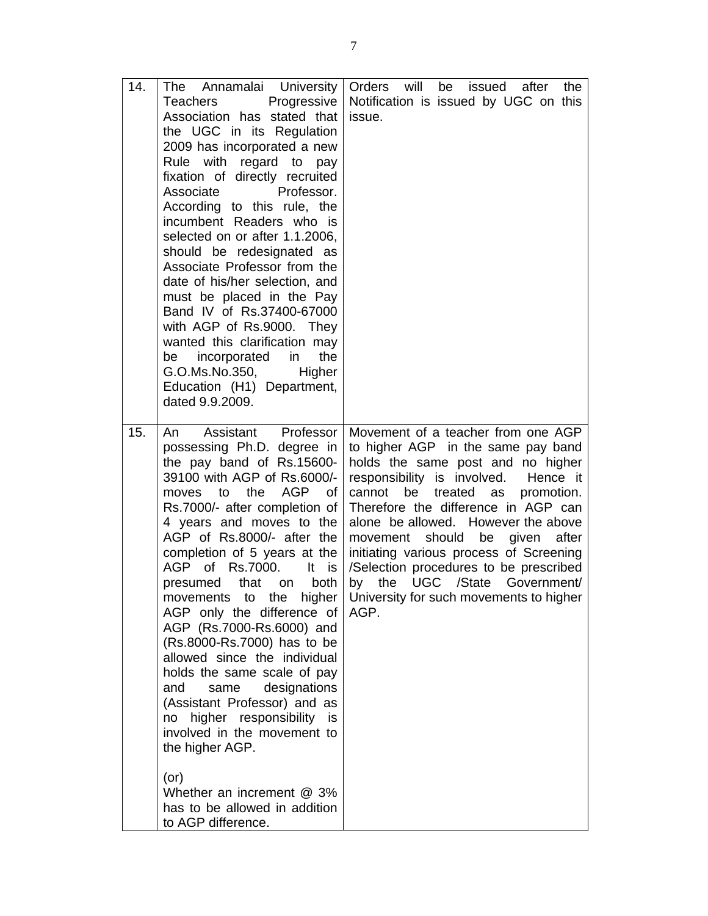| 14. | The Annamalai University Teachers Progressive Association has stated that the UGC in its Regulation 2009 has incorporated a new Rule with regard to pay fixation of directly recruited Associate Professor. According to this rule, the incumbent Readers who is selected on or after 1.1.2006, should be redesignated as Associate Professor from the date of his/her selection, and must be placed in the Pay Band IV of Rs.37400-67000 with AGP of Rs.9000. They wanted this clarification may be incorporated in the G.O.Ms.No.350, Higher Education (H1) Department, dated 9.9.2009. | Orders will be issued after the Notification is issued by UGC on this issue. |
|---|---|---|
| 15. | An Assistant Professor possessing Ph.D. degree in the pay band of Rs.15600-39100 with AGP of Rs.6000/- moves to the AGP of Rs.7000/- after completion of 4 years and moves to the AGP of Rs.8000/- after the completion of 5 years at the AGP of Rs.7000. It is presumed that on both movements to the higher AGP only the difference of AGP (Rs.7000-Rs.6000) and (Rs.8000-Rs.7000) has to be allowed since the individual holds the same scale of pay and same designations (Assistant Professor) and as no higher responsibility is involved in the movement to the higher AGP.<br><br>(or)<br>Whether an increment @ 3% has to be allowed in addition to AGP difference. | Movement of a teacher from one AGP to higher AGP in the same pay band holds the same post and no higher responsibility is involved. Hence it cannot be treated as promotion. Therefore the difference in AGP can alone be allowed. However the above movement should be given after initiating various process of Screening /Selection procedures to be prescribed by the UGC /State Government/ University for such movements to higher AGP. |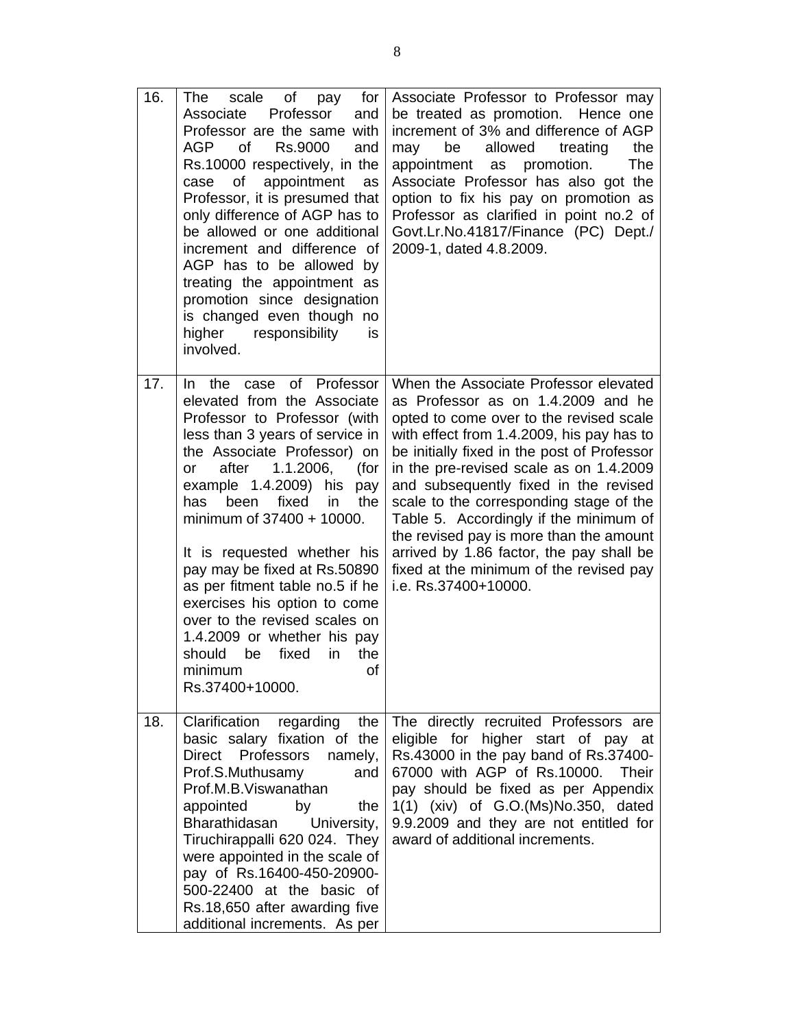| 16. | The scale of pay for Associate Professor and Professor are the same with AGP of Rs.9000 and Rs.10000 respectively, in the case of appointment as Professor, it is presumed that only difference of AGP has to be allowed or one additional increment and difference of AGP has to be allowed by treating the appointment as promotion since designation is changed even though no higher responsibility is involved. | Associate Professor to Professor may be treated as promotion. Hence one increment of 3% and difference of AGP may be allowed treating the appointment as promotion. The Associate Professor has also got the option to fix his pay on promotion as Professor as clarified in point no.2 of Govt.Lr.No.41817/Finance (PC) Dept./ 2009-1, dated 4.8.2009. |
|---|---|---|
| 17. | In the case of Professor elevated from the Associate Professor to Professor (with less than 3 years of service in the Associate Professor) on or after 1.1.2006, (for example 1.4.2009) his pay has been fixed in the minimum of 37400 + 10000.<br><br>It is requested whether his pay may be fixed at Rs.50890 as per fitment table no.5 if he exercises his option to come over to the revised scales on 1.4.2009 or whether his pay should be fixed in the minimum of Rs.37400+10000. | When the Associate Professor elevated as Professor as on 1.4.2009 and he opted to come over to the revised scale with effect from 1.4.2009, his pay has to be initially fixed in the post of Professor in the pre-revised scale as on 1.4.2009 and subsequently fixed in the revised scale to the corresponding stage of the Table 5. Accordingly if the minimum of the revised pay is more than the amount arrived by 1.86 factor, the pay shall be fixed at the minimum of the revised pay i.e. Rs.37400+10000. |
| 18. | Clarification regarding the basic salary fixation of the Direct Professors namely, Prof.S.Muthusamy and Prof.M.B.Viswanathan appointed by the Bharathidasan University, Tiruchirappalli 620 024. They were appointed in the scale of pay of Rs.16400-450-20900-500-22400 at the basic of Rs.18,650 after awarding five additional increments. As per | The directly recruited Professors are eligible for higher start of pay at Rs.43000 in the pay band of Rs.37400-67000 with AGP of Rs.10000. Their pay should be fixed as per Appendix 1(1) (xiv) of G.O.(Ms)No.350, dated 9.9.2009 and they are not entitled for award of additional increments. |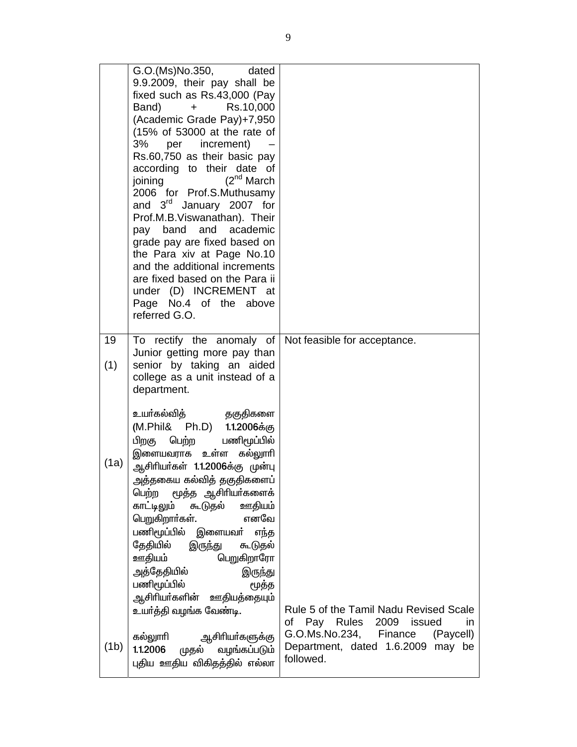| | | |
|---|---|---|
| | G.O.(Ms)No.350, dated 9.9.2009, their pay shall be fixed such as Rs.43,000 (Pay Band) + Rs.10,000 (Academic Grade Pay)+7,950 (15% of 53000 at the rate of 3% per increment) – Rs.60,750 as their basic pay according to their date of joining (2[nd] March 2006 for Prof.S.Muthusamy and 3[rd] January 2007 for Prof.M.B.Viswanathan). Their pay band and academic grade pay are fixed based on the Para xiv at Page No.10 and the additional increments are fixed based on the Para ii under (D) INCREMENT at Page No.4 of the above referred G.O. | |
| 19<br><br>(1) | To rectify the anomaly of Junior getting more pay than senior by taking an aided college as a unit instead of a department. | Not feasible for acceptance. |
| (1a) | உயர்கல்வித் தகுதிகளை (M.Phil& Ph.D) **1.1.2006**க்கு பிறகு பெற்ற பணிமூப்பில் இளையவராக உள்ள கல்லூரி ஆசிரியர்கள் **1.1.2006**க்கு முன்பு அத்தகைய கல்வித் தகுதிகளைப் பெற்ற மூத்த ஆசிரியர்களைக் காட்டிலும் கூடுதல் ஊதியம் பெறுகிறார்கள். எனவே பணிமூப்பில் இளையவர் எந்த தேதியில் இருந்து கூடுதல் ஊதியம் பெறுகிறாரோ அத்தேதியில் இருந்து பணிமூப்பில் மூத்த ஆசிரியர்களின் ஊதியத்தையும் உயர்த்தி வழங்க வேண்டி. | Rule 5 of the Tamil Nadu Revised Scale of Pay Rules 2009 issued in G.O.Ms.No.234, Finance (Paycell) Department, dated 1.6.2009 may be followed. |
| (1b) | கல்லூரி ஆசிரியர்களுக்கு **1.1.2006** முதல் வழங்கப்படும் புதிய ஊதிய விகிதத்தில் எல்லா | |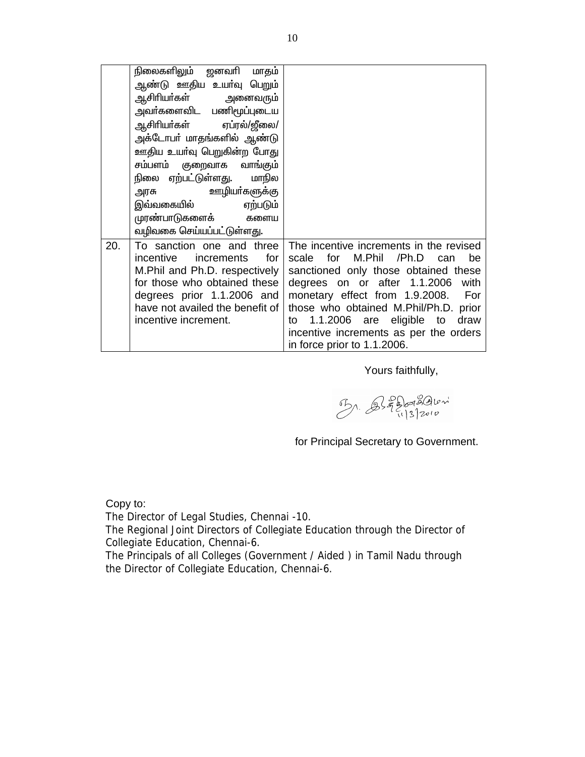| | | |
|---|---|---|
| | நிலைகளிலும் ஜனவரி மாதம் ஆண்டு ஊதிய உயர்வு பெறும் ஆசிரியர்கள் அனைவரும் அவர்களைவிட பணிமூப்புடைய ஆசிரியர்கள் ஏப்ரல்/ஜீலை/ அக்டோபர் மாதங்களில் ஆண்டு ஊதிய உயர்வு பெறுகின்ற போது சம்பளம் குறைவாக வாங்கும் நிலை ஏற்பட்டுள்ளது. மாநில அரசு ஊழியர்களுக்கு இவ்வகையில் ஏற்படும் முரண்பாடுகளைக் களைய வழிவகை செய்யப்பட்டுள்ளது. | |
| 20. | To sanction one and three incentive increments for M.Phil and Ph.D. respectively for those who obtained these degrees prior 1.1.2006 and have not availed the benefit of incentive increment. | The incentive increments in the revised scale for M.Phil /Ph.D can be sanctioned only those obtained these degrees on or after 1.1.2006 with monetary effect from 1.9.2008. For those who obtained M.Phil/Ph.D. prior to 1.1.2006 are eligible to draw incentive increments as per the orders in force prior to 1.1.2006. |

Yours faithfully,

for Principal Secretary to Government.

Copy to:
The Director of Legal Studies, Chennai -10.
The Regional Joint Directors of Collegiate Education through the Director of Collegiate Education, Chennai-6.
The Principals of all Colleges (Government / Aided ) in Tamil Nadu through the Director of Collegiate Education, Chennai-6.